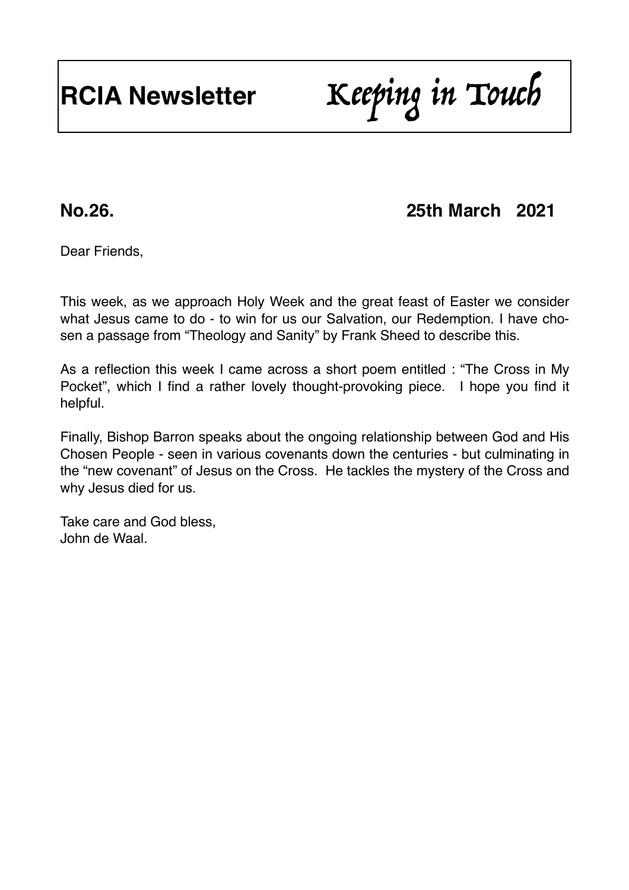# RCIA Newsletter *Keeping in Touch*

## No.26. 25th March 2021

Dear Friends,

This week, as we approach Holy Week and the great feast of Easter we consider what Jesus came to do - to win for us our Salvation, our Redemption. I have chosen a passage from "Theology and Sanity" by Frank Sheed to describe this.

As a reflection this week I came across a short poem entitled : "The Cross in My Pocket", which I find a rather lovely thought-provoking piece. I hope you find it helpful.

Finally, Bishop Barron speaks about the ongoing relationship between God and His Chosen People - seen in various covenants down the centuries - but culminating in the "new covenant" of Jesus on the Cross. He tackles the mystery of the Cross and why Jesus died for us.

Take care and God bless,
John de Waal.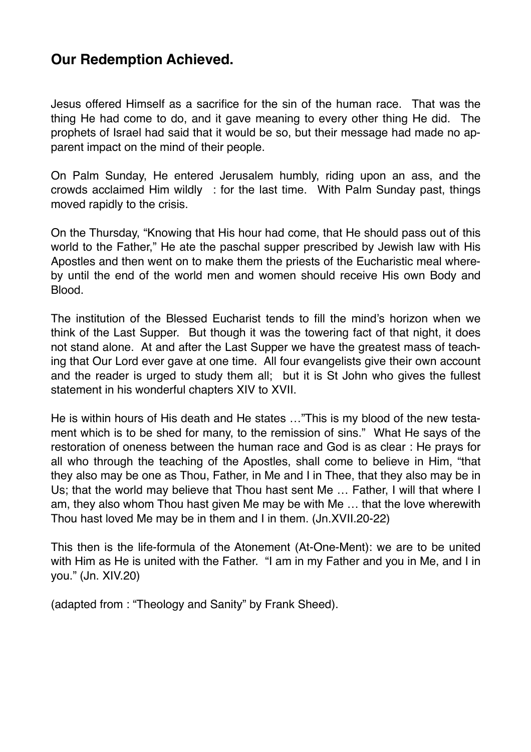## Our Redemption Achieved.

Jesus offered Himself as a sacrifice for the sin of the human race. That was the thing He had come to do, and it gave meaning to every other thing He did. The prophets of Israel had said that it would be so, but their message had made no apparent impact on the mind of their people.

On Palm Sunday, He entered Jerusalem humbly, riding upon an ass, and the crowds acclaimed Him wildly : for the last time. With Palm Sunday past, things moved rapidly to the crisis.

On the Thursday, "Knowing that His hour had come, that He should pass out of this world to the Father," He ate the paschal supper prescribed by Jewish law with His Apostles and then went on to make them the priests of the Eucharistic meal whereby until the end of the world men and women should receive His own Body and Blood.

The institution of the Blessed Eucharist tends to fill the mind's horizon when we think of the Last Supper. But though it was the towering fact of that night, it does not stand alone. At and after the Last Supper we have the greatest mass of teaching that Our Lord ever gave at one time. All four evangelists give their own account and the reader is urged to study them all; but it is St John who gives the fullest statement in his wonderful chapters XIV to XVII.

He is within hours of His death and He states …"This is my blood of the new testament which is to be shed for many, to the remission of sins." What He says of the restoration of oneness between the human race and God is as clear : He prays for all who through the teaching of the Apostles, shall come to believe in Him, "that they also may be one as Thou, Father, in Me and I in Thee, that they also may be in Us; that the world may believe that Thou hast sent Me … Father, I will that where I am, they also whom Thou hast given Me may be with Me … that the love wherewith Thou hast loved Me may be in them and I in them. (Jn.XVII.20-22)

This then is the life-formula of the Atonement (At-One-Ment): we are to be united with Him as He is united with the Father. "I am in my Father and you in Me, and I in you." (Jn. XIV.20)

(adapted from : "Theology and Sanity" by Frank Sheed).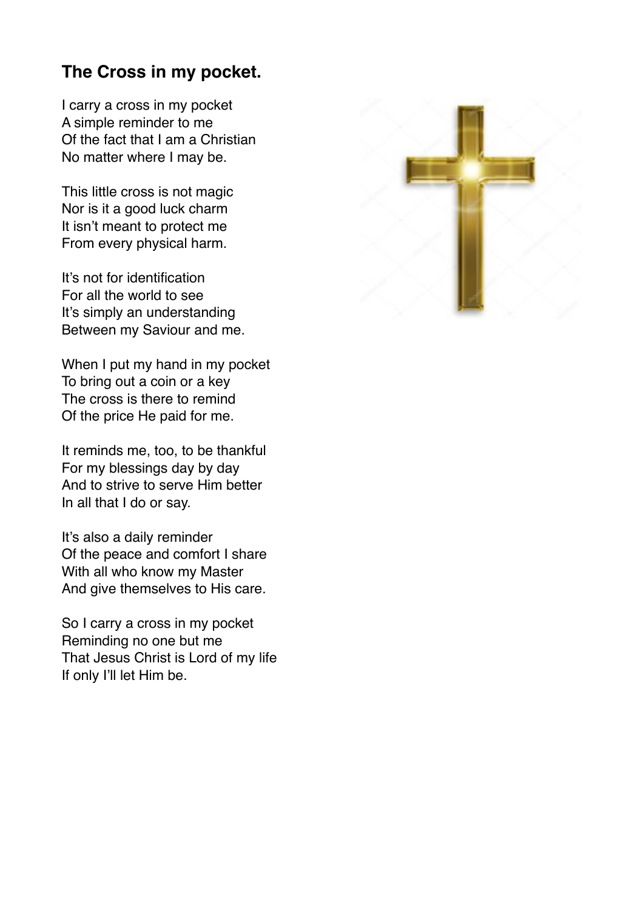## The Cross in my pocket.

I carry a cross in my pocket  
A simple reminder to me  
Of the fact that I am a Christian  
No matter where I may be.

This little cross is not magic  
Nor is it a good luck charm  
It isn't meant to protect me  
From every physical harm.

It's not for identification  
For all the world to see  
It's simply an understanding  
Between my Saviour and me.

When I put my hand in my pocket  
To bring out a coin or a key  
The cross is there to remind  
Of the price He paid for me.

It reminds me, too, to be thankful  
For my blessings day by day  
And to strive to serve Him better  
In all that I do or say.

It's also a daily reminder  
Of the peace and comfort I share  
With all who know my Master  
And give themselves to His care.

So I carry a cross in my pocket  
Reminding no one but me  
That Jesus Christ is Lord of my life  
If only I'll let Him be.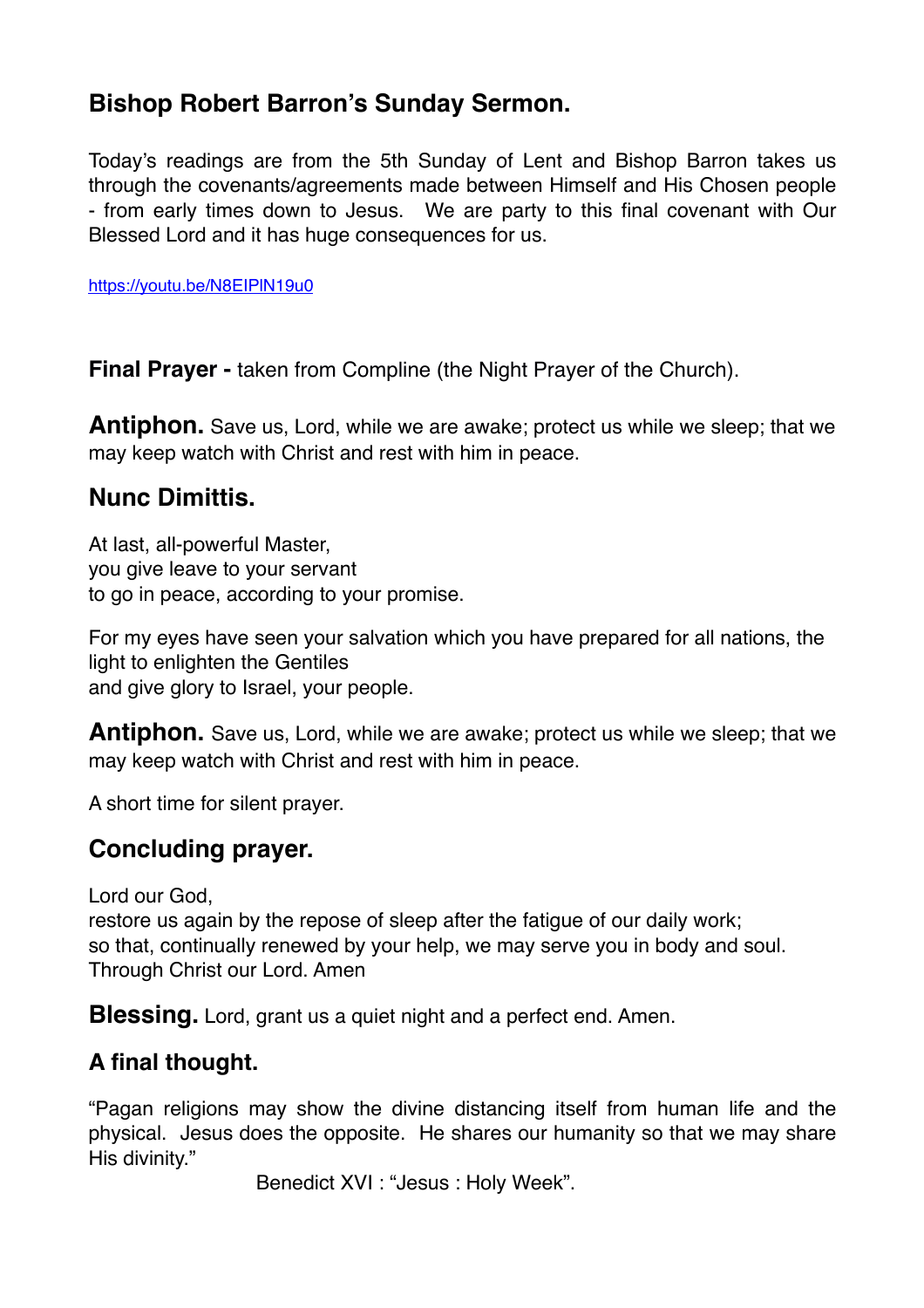## Bishop Robert Barron's Sunday Sermon.

Today's readings are from the 5th Sunday of Lent and Bishop Barron takes us through the covenants/agreements made between Himself and His Chosen people - from early times down to Jesus. We are party to this final covenant with Our Blessed Lord and it has huge consequences for us.

https://youtu.be/N8EIPlN19u0

**Final Prayer -** taken from Compline (the Night Prayer of the Church).

**Antiphon.** Save us, Lord, while we are awake; protect us while we sleep; that we may keep watch with Christ and rest with him in peace.

## Nunc Dimittis.

At last, all-powerful Master,
you give leave to your servant
to go in peace, according to your promise.

For my eyes have seen your salvation which you have prepared for all nations, the light to enlighten the Gentiles
and give glory to Israel, your people.

**Antiphon.** Save us, Lord, while we are awake; protect us while we sleep; that we may keep watch with Christ and rest with him in peace.

A short time for silent prayer.

## Concluding prayer.

Lord our God,
restore us again by the repose of sleep after the fatigue of our daily work;
so that, continually renewed by your help, we may serve you in body and soul.
Through Christ our Lord. Amen

**Blessing.** Lord, grant us a quiet night and a perfect end. Amen.

## A final thought.

"Pagan religions may show the divine distancing itself from human life and the physical. Jesus does the opposite. He shares our humanity so that we may share His divinity."

Benedict XVI : "Jesus : Holy Week".